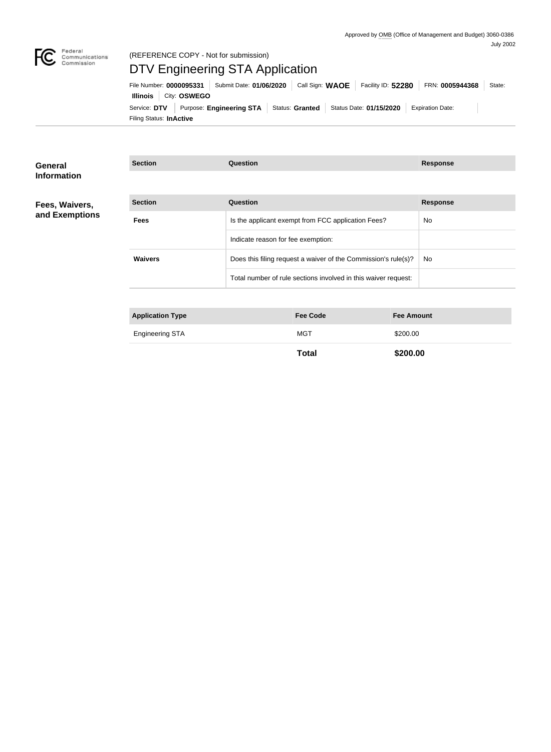Approved by OMB (Office of Management and Budget) 3060-0386
July 2002

Federal Communications Commission

(REFERENCE COPY - Not for submission)

# DTV Engineering STA Application

File Number: **0000095331** | Submit Date: **01/06/2020** | Call Sign: **WAOE** | Facility ID: **52280** | FRN: **0005944368** | State: **Illinois** | City: **OSWEGO**

Service: **DTV** | Purpose: **Engineering STA** | Status: **Granted** | Status Date: **01/15/2020** | Expiration Date: | Filing Status: **InActive**

## General Information

| Section | Question | Response |
| --- | --- | --- |

## Fees, Waivers, and Exemptions

| Section | Question | Response |
| --- | --- | --- |
| **Fees** | Is the applicant exempt from FCC application Fees? | No |
| | Indicate reason for fee exemption: | |
| **Waivers** | Does this filing request a waiver of the Commission's rule(s)? | No |
| | Total number of rule sections involved in this waiver request: | |

| Application Type | Fee Code | Fee Amount |
| --- | --- | --- |
| Engineering STA | MGT | $200.00 |
| | **Total** | **$200.00** |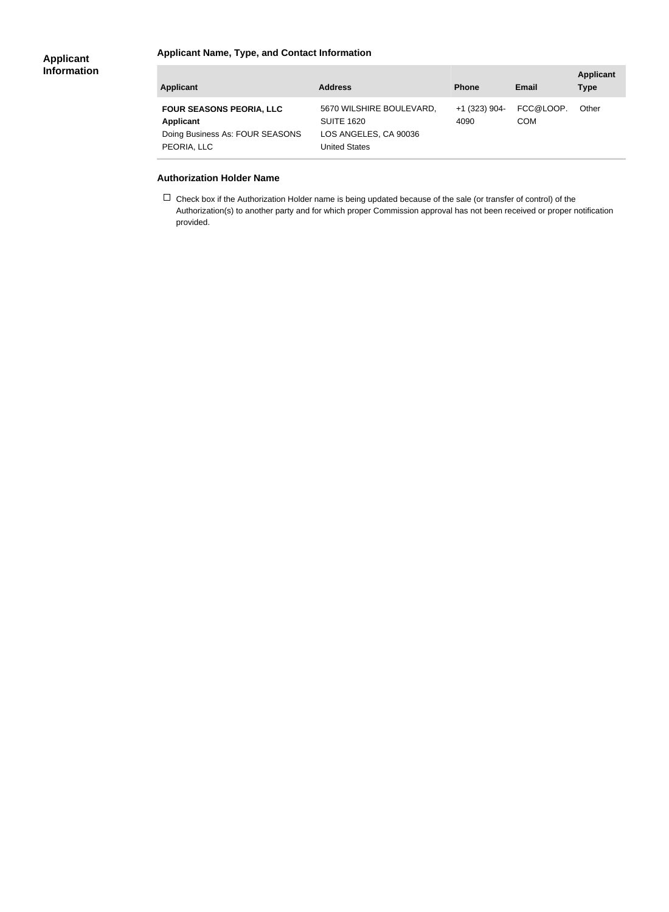## Applicant Information

### Applicant Name, Type, and Contact Information

| Applicant | Address | Phone | Email | Applicant Type |
|---|---|---|---|---|
| **FOUR SEASONS PEORIA, LLC**<br>**Applicant**<br>Doing Business As: FOUR SEASONS PEORIA, LLC | 5670 WILSHIRE BOULEVARD, SUITE 1620<br>LOS ANGELES, CA 90036<br>United States | +1 (323) 904-4090 | FCC@LOOP.COM | Other |

### Authorization Holder Name

☐ Check box if the Authorization Holder name is being updated because of the sale (or transfer of control) of the Authorization(s) to another party and for which proper Commission approval has not been received or proper notification provided.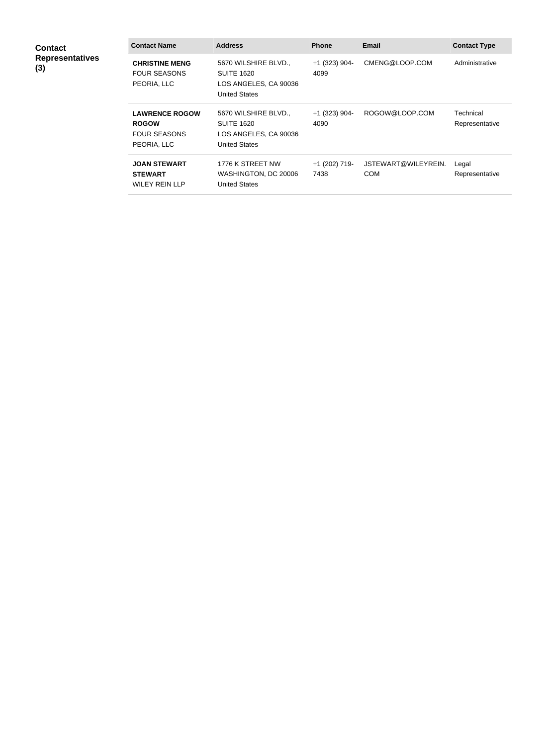**Contact Representatives (3)**

| Contact Name | Address | Phone | Email | Contact Type |
| --- | --- | --- | --- | --- |
| **CHRISTINE MENG** FOUR SEASONS PEORIA, LLC | 5670 WILSHIRE BLVD., SUITE 1620 LOS ANGELES, CA 90036 United States | +1 (323) 904-4099 | CMENG@LOOP.COM | Administrative |
| **LAWRENCE ROGOW ROGOW** FOUR SEASONS PEORIA, LLC | 5670 WILSHIRE BLVD., SUITE 1620 LOS ANGELES, CA 90036 United States | +1 (323) 904-4090 | ROGOW@LOOP.COM | Technical Representative |
| **JOAN STEWART STEWART** WILEY REIN LLP | 1776 K STREET NW WASHINGTON, DC 20006 United States | +1 (202) 719-7438 | JSTEWART@WILEYREIN.COM | Legal Representative |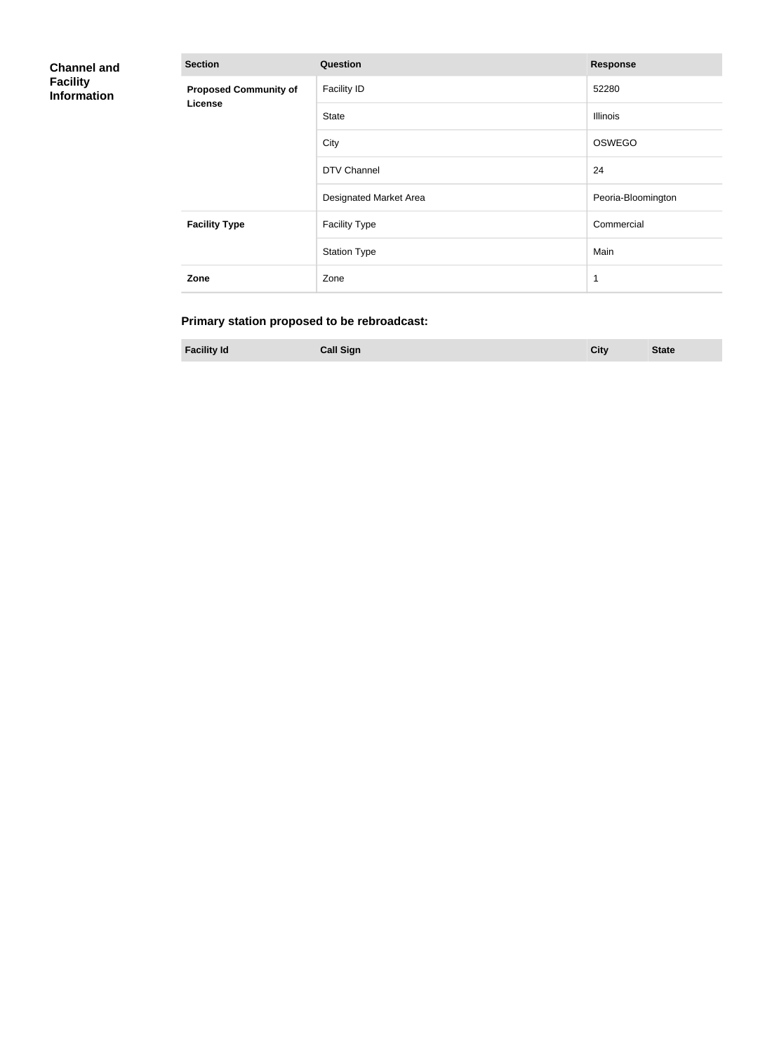## Channel and Facility Information

| Section | Question | Response |
|---|---|---|
| **Proposed Community of License** | Facility ID | 52280 |
| | State | Illinois |
| | City | OSWEGO |
| | DTV Channel | 24 |
| | Designated Market Area | Peoria-Bloomington |
| **Facility Type** | Facility Type | Commercial |
| | Station Type | Main |
| **Zone** | Zone | 1 |

### Primary station proposed to be rebroadcast:

| Facility Id | Call Sign | City | State |
|---|---|---|---|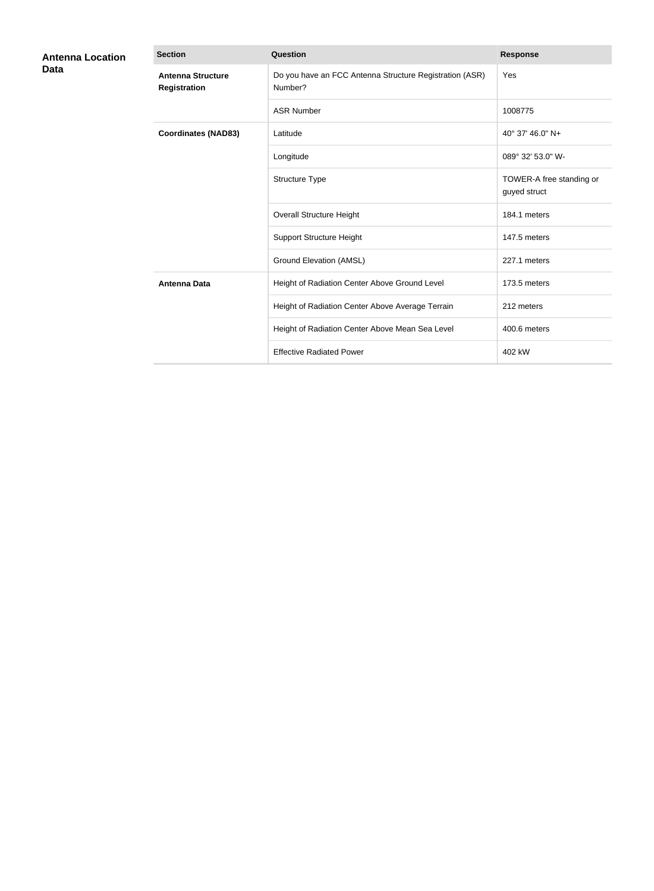## Antenna Location Data

| Section | Question | Response |
| --- | --- | --- |
| **Antenna Structure Registration** | Do you have an FCC Antenna Structure Registration (ASR) Number? | Yes |
| | ASR Number | 1008775 |
| **Coordinates (NAD83)** | Latitude | 40° 37' 46.0" N+ |
| | Longitude | 089° 32' 53.0" W- |
| | Structure Type | TOWER-A free standing or guyed struct |
| | Overall Structure Height | 184.1 meters |
| | Support Structure Height | 147.5 meters |
| | Ground Elevation (AMSL) | 227.1 meters |
| **Antenna Data** | Height of Radiation Center Above Ground Level | 173.5 meters |
| | Height of Radiation Center Above Average Terrain | 212 meters |
| | Height of Radiation Center Above Mean Sea Level | 400.6 meters |
| | Effective Radiated Power | 402 kW |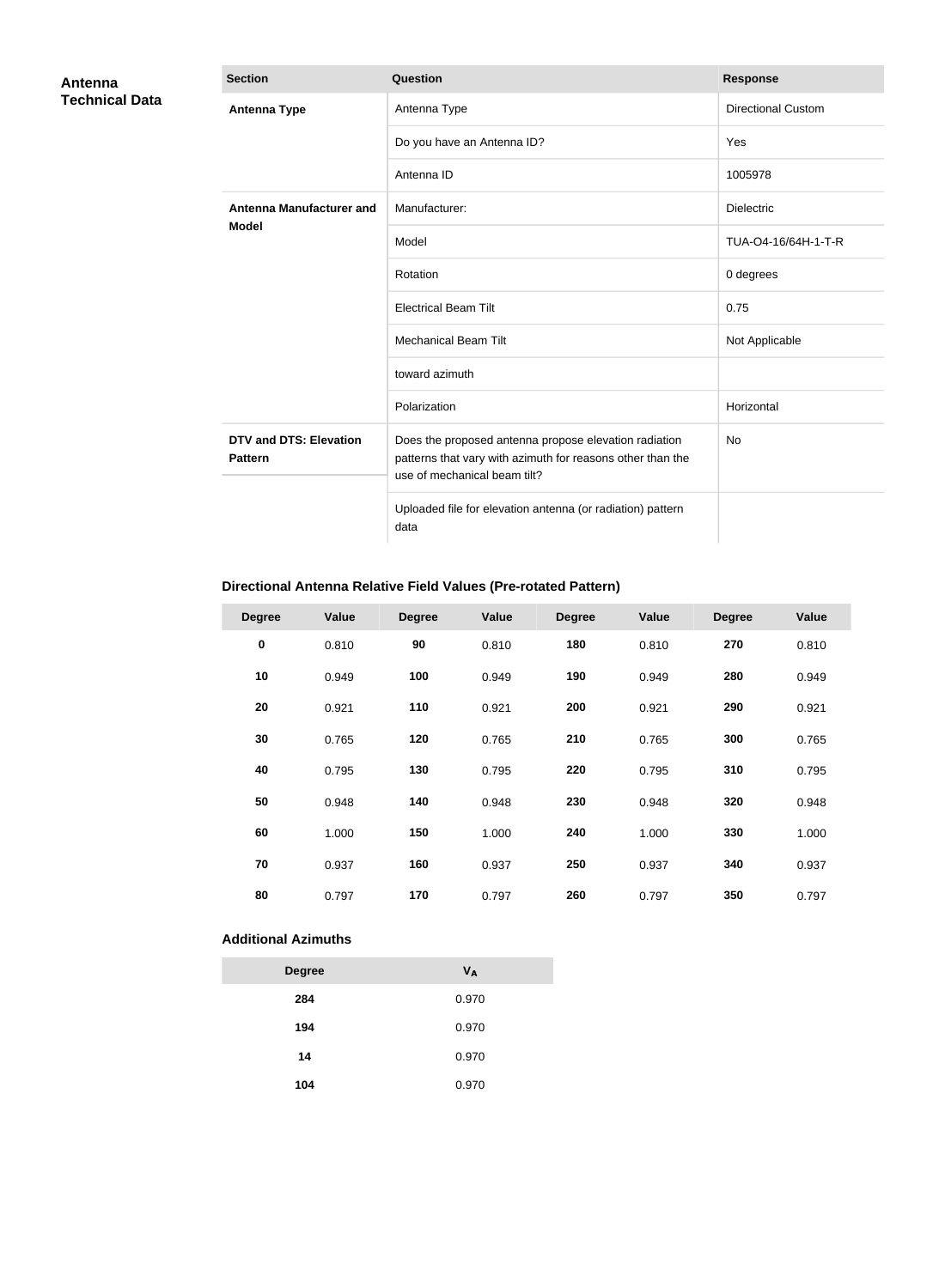## Antenna Technical Data

| Section | Question | Response |
|---|---|---|
| **Antenna Type** | Antenna Type | Directional Custom |
| | Do you have an Antenna ID? | Yes |
| | Antenna ID | 1005978 |
| **Antenna Manufacturer and Model** | Manufacturer: | Dielectric |
| | Model | TUA-O4-16/64H-1-T-R |
| | Rotation | 0 degrees |
| | Electrical Beam Tilt | 0.75 |
| | Mechanical Beam Tilt | Not Applicable |
| | toward azimuth | |
| | Polarization | Horizontal |
| **DTV and DTS: Elevation Pattern** | Does the proposed antenna propose elevation radiation patterns that vary with azimuth for reasons other than the use of mechanical beam tilt? | No |
| | Uploaded file for elevation antenna (or radiation) pattern data | |

### Directional Antenna Relative Field Values (Pre-rotated Pattern)

| Degree | Value | Degree | Value | Degree | Value | Degree | Value |
|---|---|---|---|---|---|---|---|
| **0** | 0.810 | **90** | 0.810 | **180** | 0.810 | **270** | 0.810 |
| **10** | 0.949 | **100** | 0.949 | **190** | 0.949 | **280** | 0.949 |
| **20** | 0.921 | **110** | 0.921 | **200** | 0.921 | **290** | 0.921 |
| **30** | 0.765 | **120** | 0.765 | **210** | 0.765 | **300** | 0.765 |
| **40** | 0.795 | **130** | 0.795 | **220** | 0.795 | **310** | 0.795 |
| **50** | 0.948 | **140** | 0.948 | **230** | 0.948 | **320** | 0.948 |
| **60** | 1.000 | **150** | 1.000 | **240** | 1.000 | **330** | 1.000 |
| **70** | 0.937 | **160** | 0.937 | **250** | 0.937 | **340** | 0.937 |
| **80** | 0.797 | **170** | 0.797 | **260** | 0.797 | **350** | 0.797 |

### Additional Azimuths

| Degree | $V_A$ |
|---|---|
| **284** | 0.970 |
| **194** | 0.970 |
| **14** | 0.970 |
| **104** | 0.970 |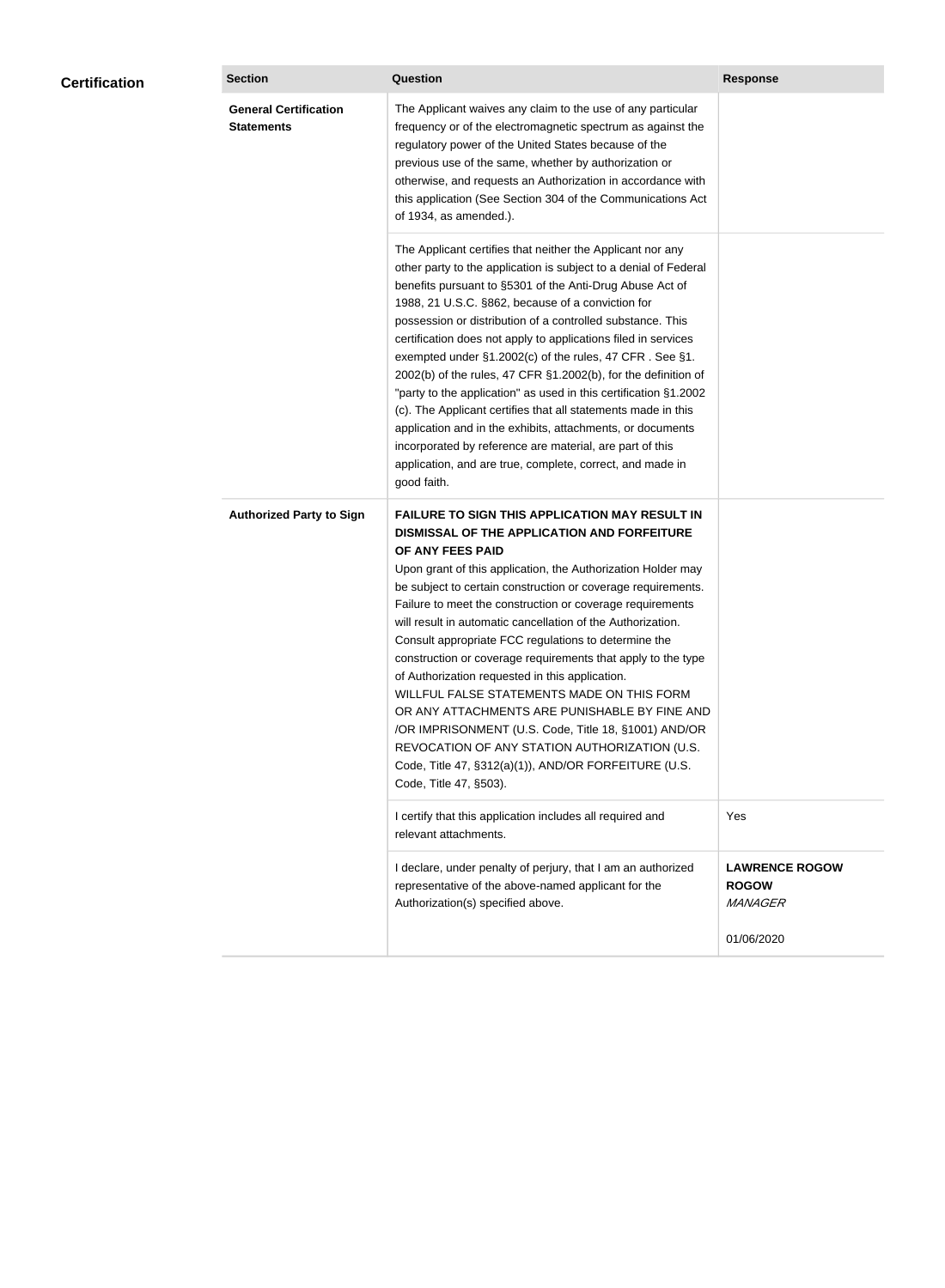## Certification

| Section | Question | Response |
| --- | --- | --- |
| **General Certification Statements** | The Applicant waives any claim to the use of any particular frequency or of the electromagnetic spectrum as against the regulatory power of the United States because of the previous use of the same, whether by authorization or otherwise, and requests an Authorization in accordance with this application (See Section 304 of the Communications Act of 1934, as amended.). | |
| | The Applicant certifies that neither the Applicant nor any other party to the application is subject to a denial of Federal benefits pursuant to §5301 of the Anti-Drug Abuse Act of 1988, 21 U.S.C. §862, because of a conviction for possession or distribution of a controlled substance. This certification does not apply to applications filed in services exempted under §1.2002(c) of the rules, 47 CFR . See §1.2002(b) of the rules, 47 CFR §1.2002(b), for the definition of "party to the application" as used in this certification §1.2002(c). The Applicant certifies that all statements made in this application and in the exhibits, attachments, or documents incorporated by reference are material, are part of this application, and are true, complete, correct, and made in good faith. | |
| **Authorized Party to Sign** | **FAILURE TO SIGN THIS APPLICATION MAY RESULT IN DISMISSAL OF THE APPLICATION AND FORFEITURE OF ANY FEES PAID** Upon grant of this application, the Authorization Holder may be subject to certain construction or coverage requirements. Failure to meet the construction or coverage requirements will result in automatic cancellation of the Authorization. Consult appropriate FCC regulations to determine the construction or coverage requirements that apply to the type of Authorization requested in this application. WILLFUL FALSE STATEMENTS MADE ON THIS FORM OR ANY ATTACHMENTS ARE PUNISHABLE BY FINE AND /OR IMPRISONMENT (U.S. Code, Title 18, §1001) AND/OR REVOCATION OF ANY STATION AUTHORIZATION (U.S. Code, Title 47, §312(a)(1)), AND/OR FORFEITURE (U.S. Code, Title 47, §503). | |
| | I certify that this application includes all required and relevant attachments. | Yes |
| | I declare, under penalty of perjury, that I am an authorized representative of the above-named applicant for the Authorization(s) specified above. | **LAWRENCE ROGOW ROGOW** *MANAGER* 01/06/2020 |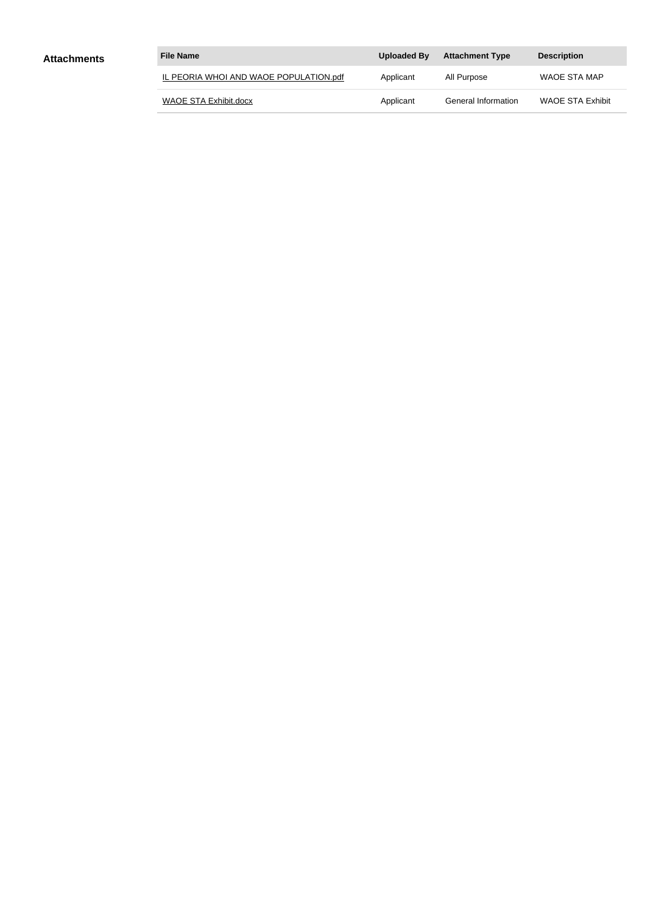**Attachments**

| File Name | Uploaded By | Attachment Type | Description |
| --- | --- | --- | --- |
| IL PEORIA WHOI AND WAOE POPULATION.pdf | Applicant | All Purpose | WAOE STA MAP |
| WAOE STA Exhibit.docx | Applicant | General Information | WAOE STA Exhibit |